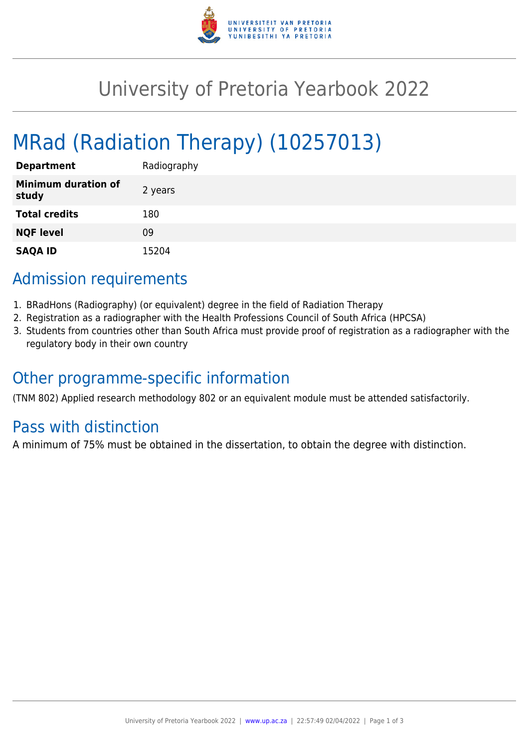# University of Pretoria Yearbook 2022

# MRad (Radiation Therapy) (10257013)

| **Department** | Radiography |
|---|---|
| **Minimum duration of study** | 2 years |
| **Total credits** | 180 |
| **NQF level** | 09 |
| **SAQA ID** | 15204 |

## Admission requirements

1. BRadHons (Radiography) (or equivalent) degree in the field of Radiation Therapy
2. Registration as a radiographer with the Health Professions Council of South Africa (HPCSA)
3. Students from countries other than South Africa must provide proof of registration as a radiographer with the regulatory body in their own country

## Other programme-specific information

(TNM 802) Applied research methodology 802 or an equivalent module must be attended satisfactorily.

## Pass with distinction

A minimum of 75% must be obtained in the dissertation, to obtain the degree with distinction.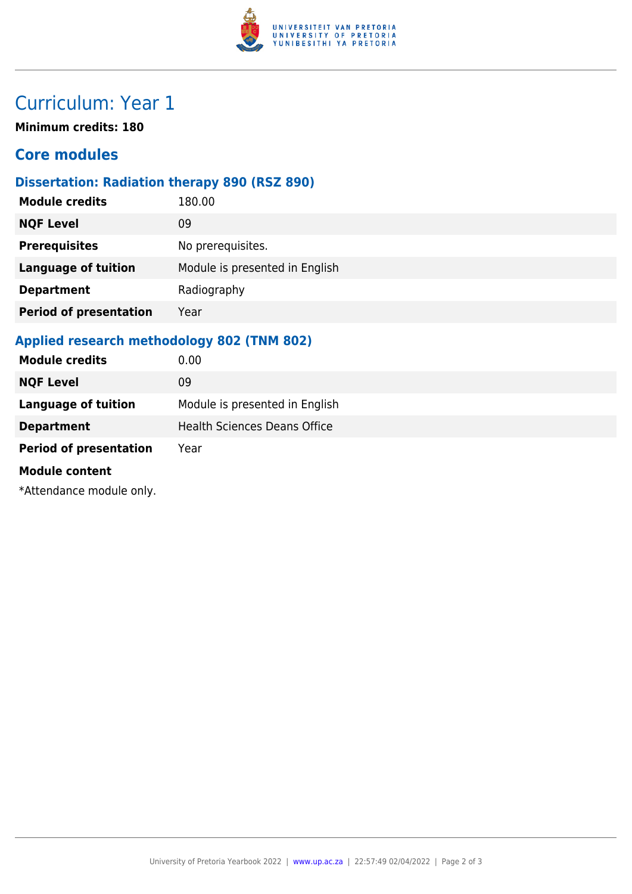# Curriculum: Year 1

**Minimum credits: 180**

## Core modules

### Dissertation: Radiation therapy 890 (RSZ 890)

| | |
|---|---|
| **Module credits** | 180.00 |
| **NQF Level** | 09 |
| **Prerequisites** | No prerequisites. |
| **Language of tuition** | Module is presented in English |
| **Department** | Radiography |
| **Period of presentation** | Year |

### Applied research methodology 802 (TNM 802)

| | |
|---|---|
| **Module credits** | 0.00 |
| **NQF Level** | 09 |
| **Language of tuition** | Module is presented in English |
| **Department** | Health Sciences Deans Office |
| **Period of presentation** | Year |

**Module content**

*Attendance module only.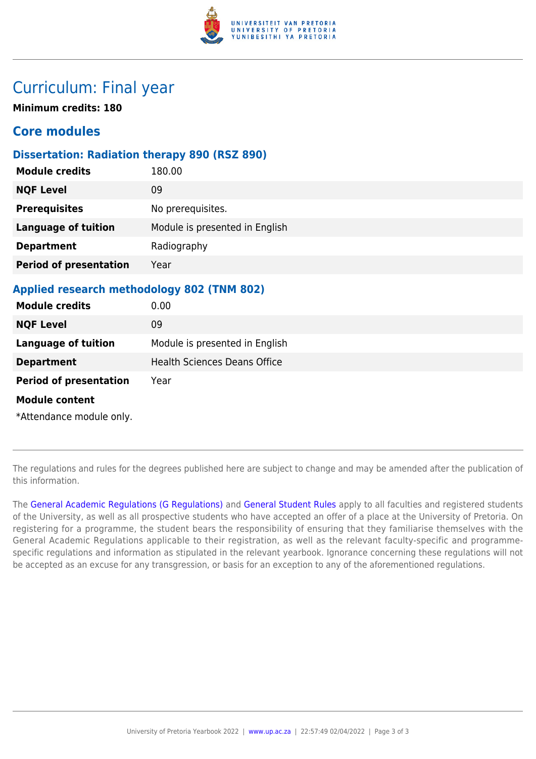# Curriculum: Final year

**Minimum credits: 180**

## Core modules

### Dissertation: Radiation therapy 890 (RSZ 890)

| | |
|---|---|
| **Module credits** | 180.00 |
| **NQF Level** | 09 |
| **Prerequisites** | No prerequisites. |
| **Language of tuition** | Module is presented in English |
| **Department** | Radiography |
| **Period of presentation** | Year |

### Applied research methodology 802 (TNM 802)

| | |
|---|---|
| **Module credits** | 0.00 |
| **NQF Level** | 09 |
| **Language of tuition** | Module is presented in English |
| **Department** | Health Sciences Deans Office |
| **Period of presentation** | Year |

**Module content**

*Attendance module only.

---

The regulations and rules for the degrees published here are subject to change and may be amended after the publication of this information.

The General Academic Regulations (G Regulations) and General Student Rules apply to all faculties and registered students of the University, as well as all prospective students who have accepted an offer of a place at the University of Pretoria. On registering for a programme, the student bears the responsibility of ensuring that they familiarise themselves with the General Academic Regulations applicable to their registration, as well as the relevant faculty-specific and programme-specific regulations and information as stipulated in the relevant yearbook. Ignorance concerning these regulations will not be accepted as an excuse for any transgression, or basis for an exception to any of the aforementioned regulations.